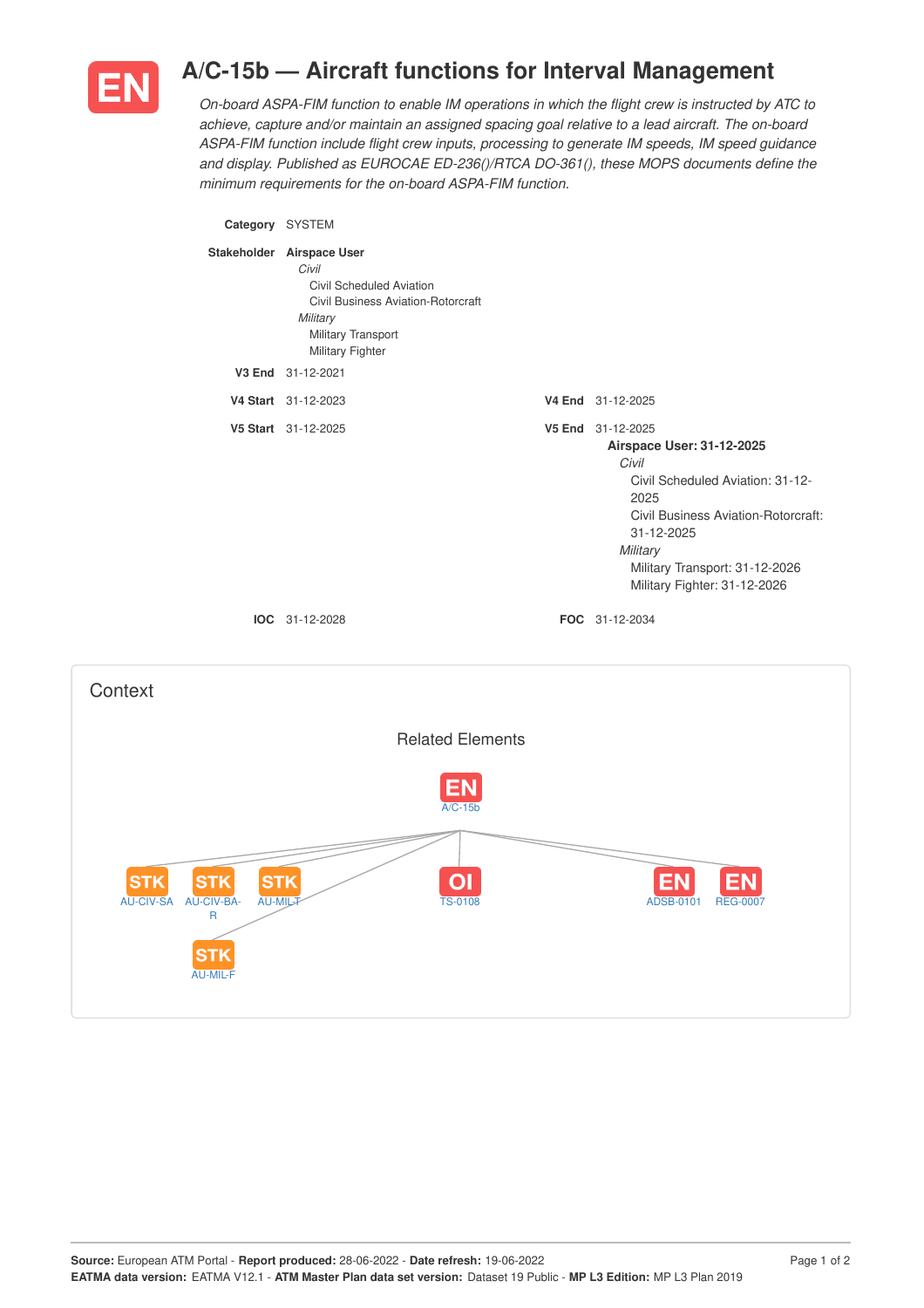# EN A/C-15b — Aircraft functions for Interval Management

*On-board ASPA-FIM function to enable IM operations in which the flight crew is instructed by ATC to achieve, capture and/or maintain an assigned spacing goal relative to a lead aircraft. The on-board ASPA-FIM function include flight crew inputs, processing to generate IM speeds, IM speed guidance and display. Published as EUROCAE ED-236()/RTCA DO-361(), these MOPS documents define the minimum requirements for the on-board ASPA-FIM function.*

**Category** SYSTEM

**Stakeholder** **Airspace User**
- *Civil*
  - Civil Scheduled Aviation
  - Civil Business Aviation-Rotorcraft
- *Military*
  - Military Transport
  - Military Fighter

**V3 End** 31-12-2021

**V4 Start** 31-12-2023 **V4 End** 31-12-2025

**V5 Start** 31-12-2025 **V5 End** 31-12-2025

**Airspace User: 31-12-2025**
- *Civil*
  - Civil Scheduled Aviation: 31-12-2025
  - Civil Business Aviation-Rotorcraft: 31-12-2025
- *Military*
  - Military Transport: 31-12-2026
  - Military Fighter: 31-12-2026

**IOC** 31-12-2028 **FOC** 31-12-2034

## Context

### Related Elements

EN A/C-15b

- STK AU-CIV-SA
- STK AU-CIV-BA-R
- STK AU-MIL-T
- STK AU-MIL-F
- OI TS-0108
- EN ADSB-0101
- EN REG-0007

**Source:** European ATM Portal - **Report produced:** 28-06-2022 - **Date refresh:** 19-06-2022
**EATMA data version:** EATMA V12.1 - **ATM Master Plan data set version:** Dataset 19 Public - **MP L3 Edition:** MP L3 Plan 2019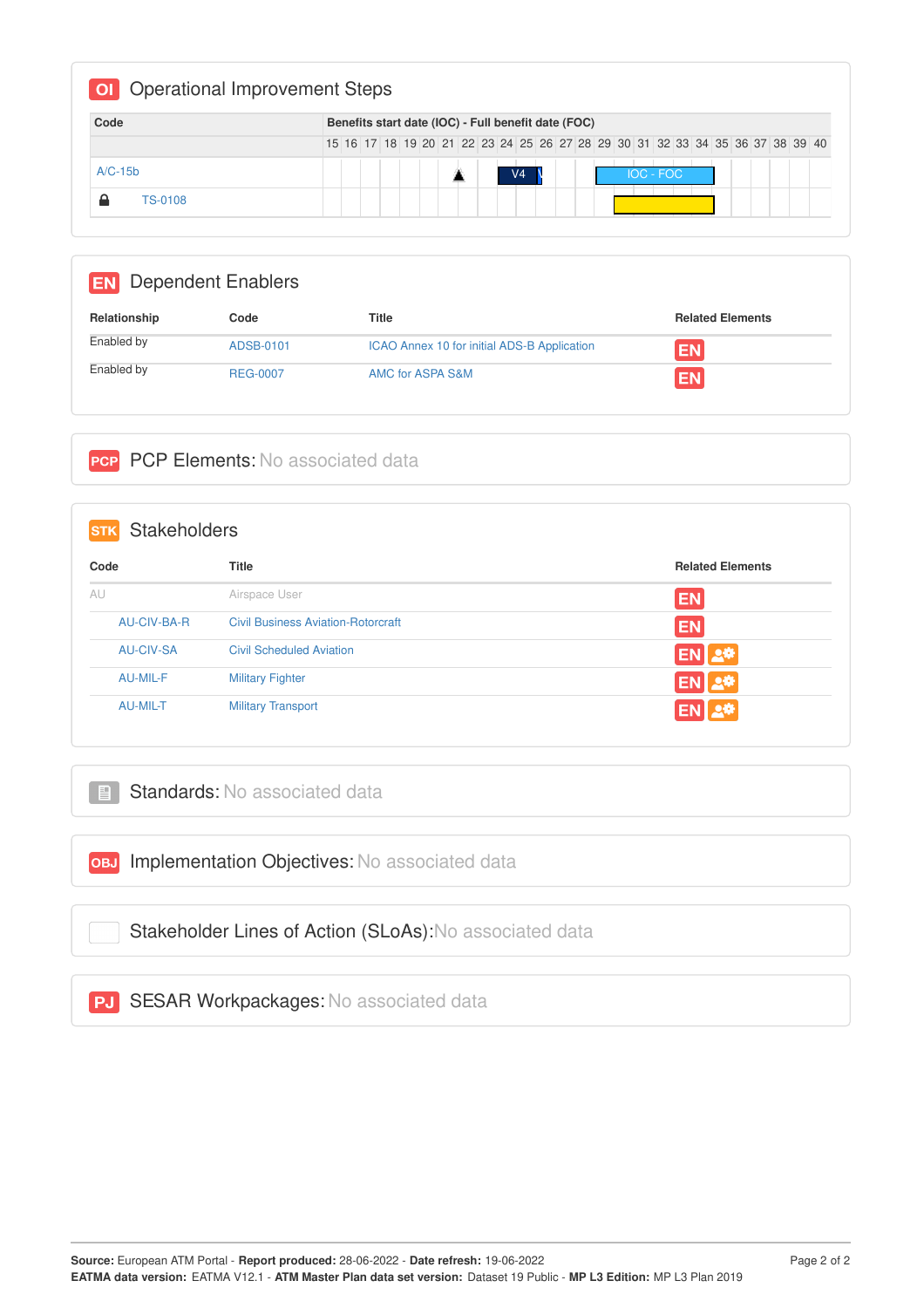## OI Operational Improvement Steps

| Code | Benefits start date (IOC) - Full benefit date (FOC) |
|---|---|
| | 15 16 17 18 19 20 21 22 23 24 25 26 27 28 29 30 31 32 33 34 35 36 37 38 39 40 |
| A/C-15b | V4 IOC - FOC |
| TS-0108 | |

## EN Dependent Enablers

| Relationship | Code | Title | Related Elements |
|---|---|---|---|
| Enabled by | ADSB-0101 | ICAO Annex 10 for initial ADS-B Application | EN |
| Enabled by | REG-0007 | AMC for ASPA S&M | EN |

## PCP PCP Elements: No associated data

## STK Stakeholders

| Code | Title | Related Elements |
|---|---|---|
| AU | Airspace User | EN |
| AU-CIV-BA-R | Civil Business Aviation-Rotorcraft | EN |
| AU-CIV-SA | Civil Scheduled Aviation | EN |
| AU-MIL-F | Military Fighter | EN |
| AU-MIL-T | Military Transport | EN |

## Standards: No associated data

## OBJ Implementation Objectives: No associated data

## Stakeholder Lines of Action (SLoAs): No associated data

## PJ SESAR Workpackages: No associated data

**Source:** European ATM Portal - **Report produced:** 28-06-2022 - **Date refresh:** 19-06-2022
**EATMA data version:** EATMA V12.1 - **ATM Master Plan data set version:** Dataset 19 Public - **MP L3 Edition:** MP L3 Plan 2019